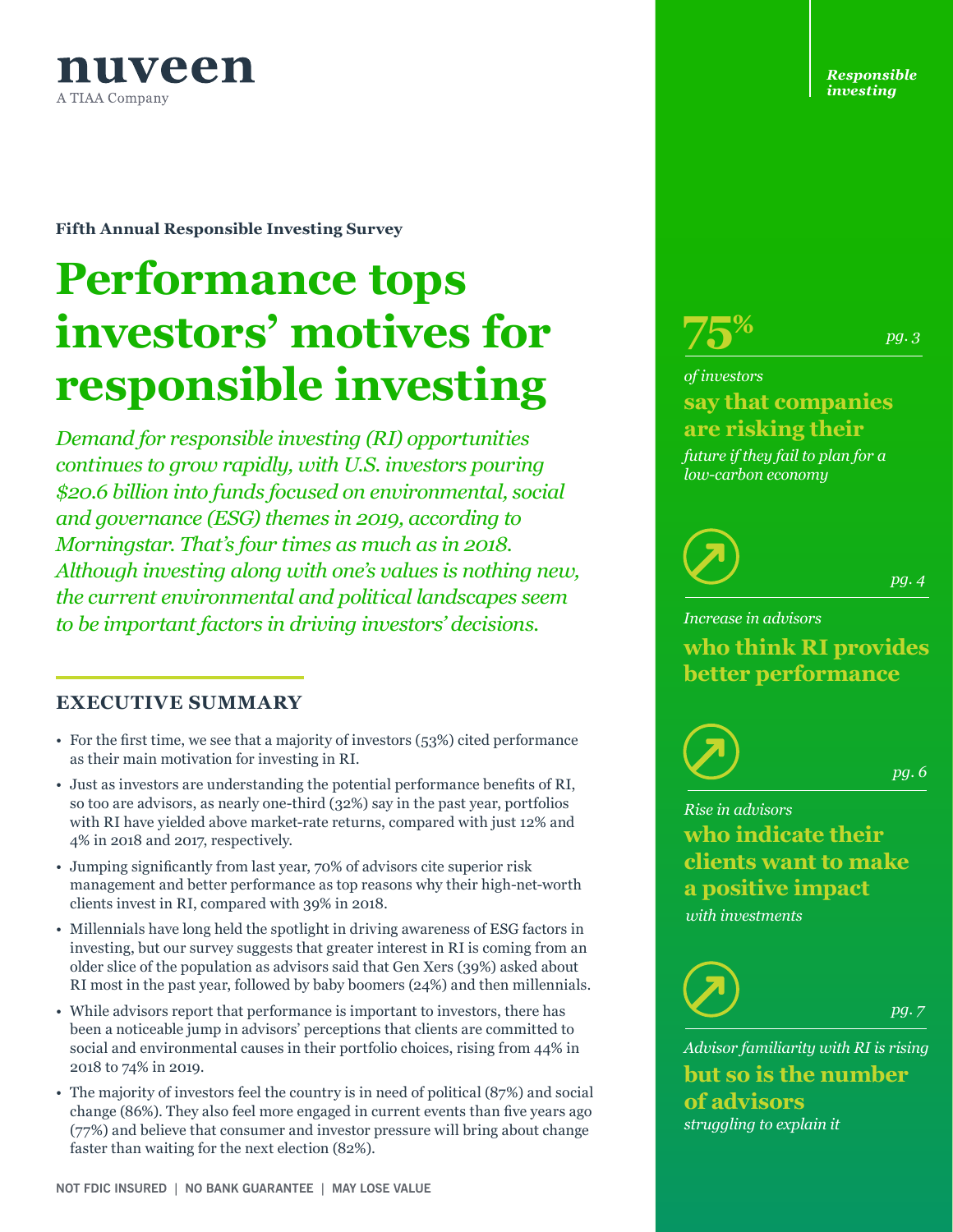nuveen
A TIAA Company

**Fifth Annual Responsible Investing Survey**

# Performance tops investors' motives for responsible investing

*Demand for responsible investing (RI) opportunities continues to grow rapidly, with U.S. investors pouring $20.6 billion into funds focused on environmental, social and governance (ESG) themes in 2019, according to Morningstar. That's four times as much as in 2018. Although investing along with one's values is nothing new, the current environmental and political landscapes seem to be important factors in driving investors' decisions.*

## EXECUTIVE SUMMARY

- For the first time, we see that a majority of investors (53%) cited performance as their main motivation for investing in RI.
- Just as investors are understanding the potential performance benefits of RI, so too are advisors, as nearly one-third (32%) say in the past year, portfolios with RI have yielded above market-rate returns, compared with just 12% and 4% in 2018 and 2017, respectively.
- Jumping significantly from last year, 70% of advisors cite superior risk management and better performance as top reasons why their high-net-worth clients invest in RI, compared with 39% in 2018.
- Millennials have long held the spotlight in driving awareness of ESG factors in investing, but our survey suggests that greater interest in RI is coming from an older slice of the population as advisors said that Gen Xers (39%) asked about RI most in the past year, followed by baby boomers (24%) and then millennials.
- While advisors report that performance is important to investors, there has been a noticeable jump in advisors' perceptions that clients are committed to social and environmental causes in their portfolio choices, rising from 44% in 2018 to 74% in 2019.
- The majority of investors feel the country is in need of political (87%) and social change (86%). They also feel more engaged in current events than five years ago (77%) and believe that consumer and investor pressure will bring about change faster than waiting for the next election (82%).

NOT FDIC INSURED | NO BANK GUARANTEE | MAY LOSE VALUE

*Responsible investing*

**75%** *pg. 3*

*of investors* **say that companies are risking their** *future if they fail to plan for a low-carbon economy*

*pg. 4*

*Increase in advisors* **who think RI provides better performance**

*pg. 6*

*Rise in advisors* **who indicate their clients want to make a positive impact** *with investments*

*pg. 7*

*Advisor familiarity with RI is rising* **but so is the number of advisors** *struggling to explain it*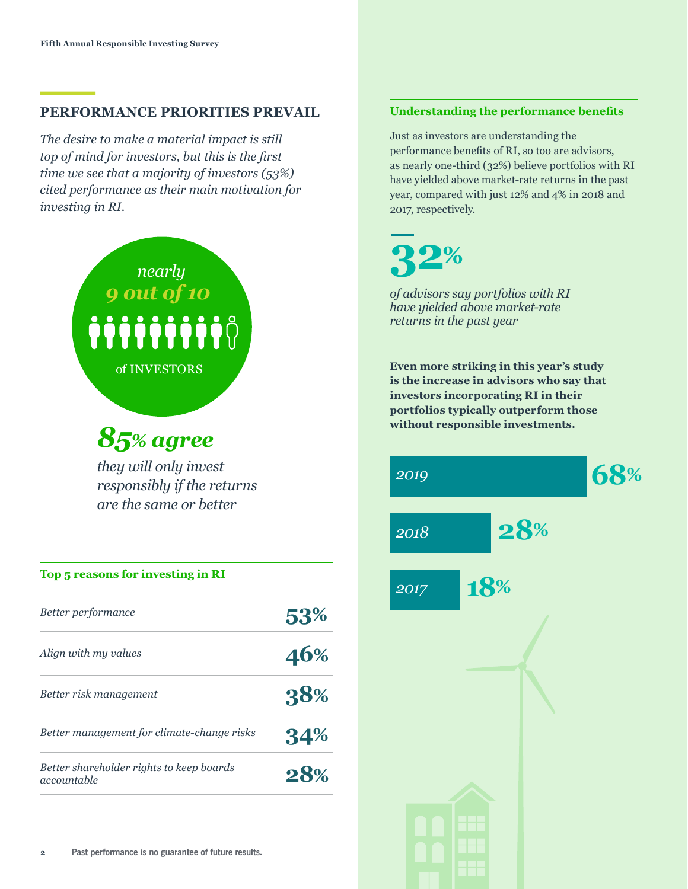## PERFORMANCE PRIORITIES PREVAIL

*The desire to make a material impact is still top of mind for investors, but this is the first time we see that a majority of investors (53%) cited performance as their main motivation for investing in RI.*

*nearly* **9 out of 10** of INVESTORS

***85% agree***

*they will only invest responsibly if the returns are the same or better*

### Top 5 reasons for investing in RI

| Reason | % |
|---|---|
| *Better performance* | **53%** |
| *Align with my values* | **46%** |
| *Better risk management* | **38%** |
| *Better management for climate-change risks* | **34%** |
| *Better shareholder rights to keep boards accountable* | **28%** |

### Understanding the performance benefits

Just as investors are understanding the performance benefits of RI, so too are advisors, as nearly one-third (32%) believe portfolios with RI have yielded above market-rate returns in the past year, compared with just 12% and 4% in 2018 and 2017, respectively.

**32%**

*of advisors say portfolios with RI have yielded above market-rate returns in the past year*

**Even more striking in this year's study is the increase in advisors who say that investors incorporating RI in their portfolios typically outperform those without responsible investments.**

| Year | % |
|---|---|
| 2019 | 68% |
| 2018 | 28% |
| 2017 | 18% |

Past performance is no guarantee of future results.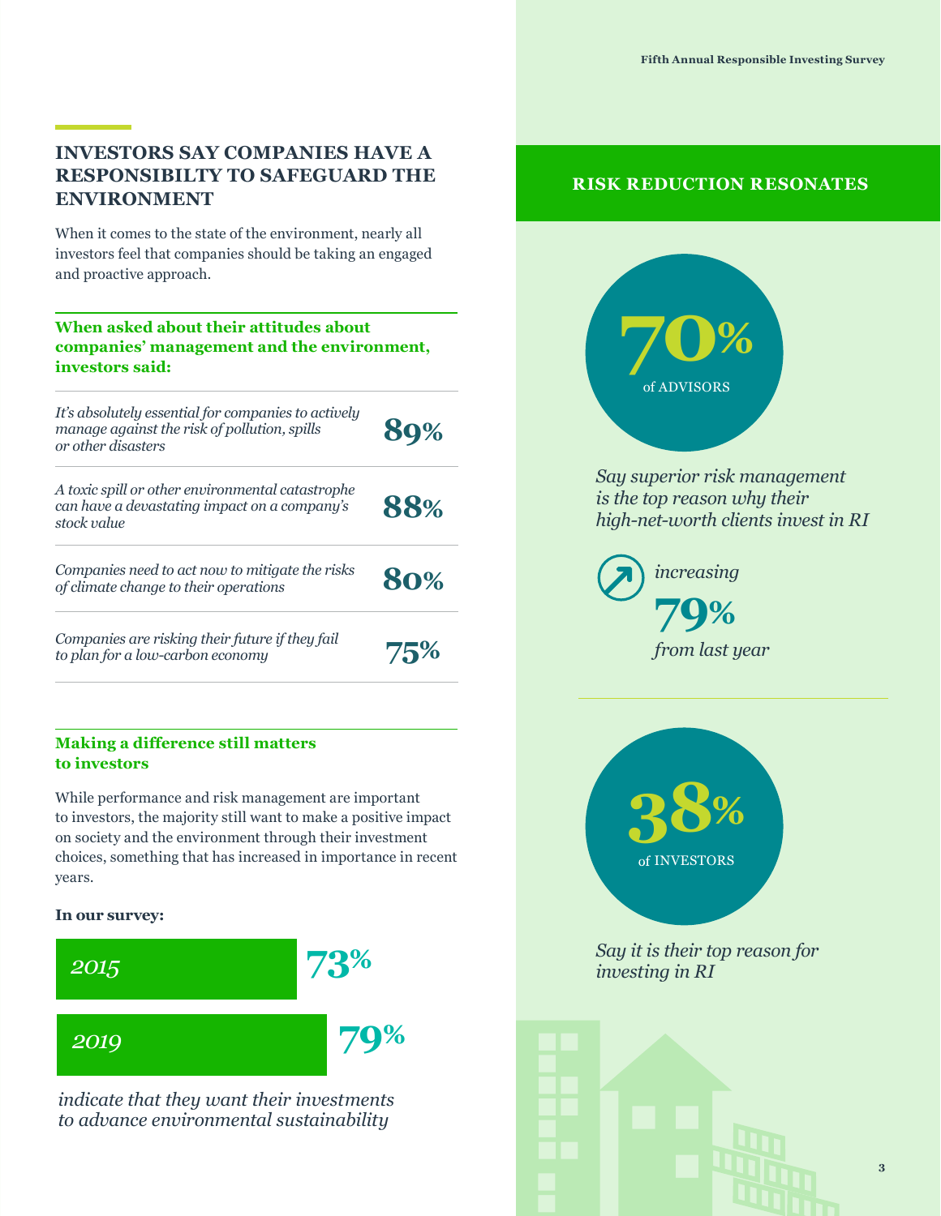## INVESTORS SAY COMPANIES HAVE A RESPONSIBILTY TO SAFEGUARD THE ENVIRONMENT

When it comes to the state of the environment, nearly all investors feel that companies should be taking an engaged and proactive approach.

**When asked about their attitudes about companies' management and the environment, investors said:**

| | |
|---|---|
| *It's absolutely essential for companies to actively manage against the risk of pollution, spills or other disasters* | **89%** |
| *A toxic spill or other environmental catastrophe can have a devastating impact on a company's stock value* | **88%** |
| *Companies need to act now to mitigate the risks of climate change to their operations* | **80%** |
| *Companies are risking their future if they fail to plan for a low-carbon economy* | **75%** |

**Making a difference still matters to investors**

While performance and risk management are important to investors, the majority still want to make a positive impact on society and the environment through their investment choices, something that has increased in importance in recent years.

**In our survey:**

| Year | % |
|---|---|
| *2015* | **73%** |
| *2019* | **79%** |

*indicate that they want their investments to advance environmental sustainability*

## RISK REDUCTION RESONATES

**70%** of ADVISORS

*Say superior risk management is the top reason why their high-net-worth clients invest in RI*

*increasing* **79%** *from last year*

**38%** of INVESTORS

*Say it is their top reason for investing in RI*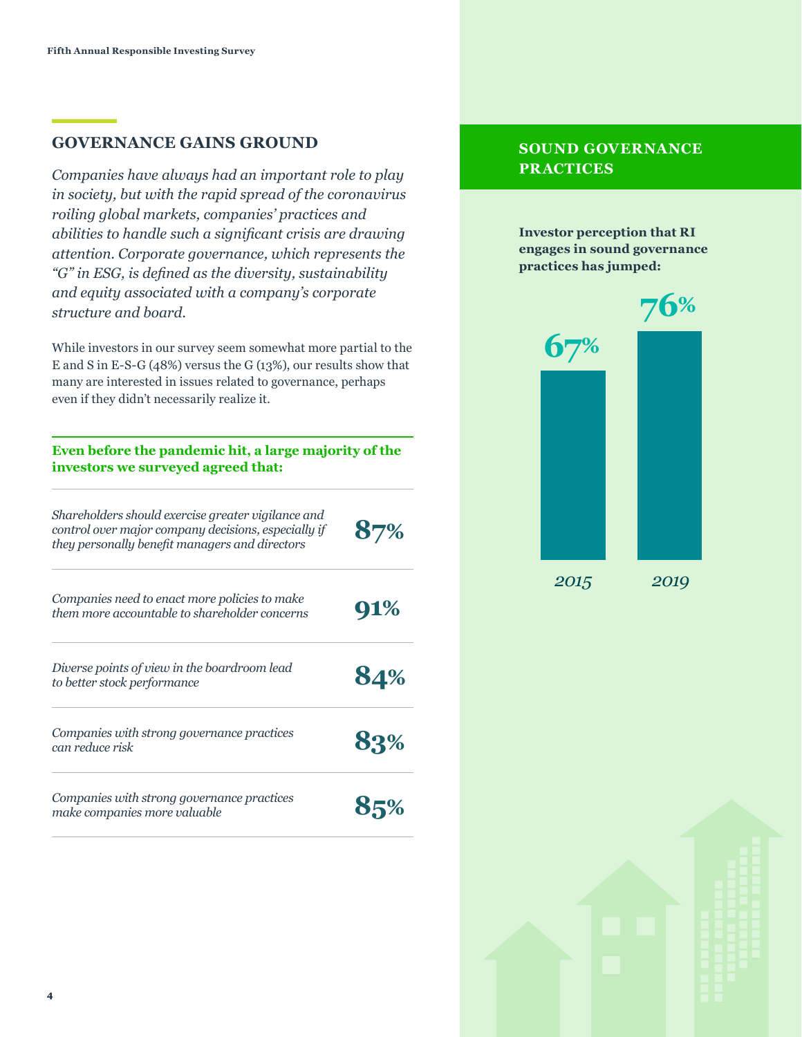## GOVERNANCE GAINS GROUND

*Companies have always had an important role to play in society, but with the rapid spread of the coronavirus roiling global markets, companies' practices and abilities to handle such a significant crisis are drawing attention. Corporate governance, which represents the "G" in ESG, is defined as the diversity, sustainability and equity associated with a company's corporate structure and board.*

While investors in our survey seem somewhat more partial to the E and S in E-S-G (48%) versus the G (13%), our results show that many are interested in issues related to governance, perhaps even if they didn't necessarily realize it.

**Even before the pandemic hit, a large majority of the investors we surveyed agreed that:**

| | |
|---|---|
| *Shareholders should exercise greater vigilance and control over major company decisions, especially if they personally benefit managers and directors* | **87%** |
| *Companies need to enact more policies to make them more accountable to shareholder concerns* | **91%** |
| *Diverse points of view in the boardroom lead to better stock performance* | **84%** |
| *Companies with strong governance practices can reduce risk* | **83%** |
| *Companies with strong governance practices make companies more valuable* | **85%** |

## SOUND GOVERNANCE PRACTICES

**Investor perception that RI engages in sound governance practices has jumped:**

| Year | % |
|---|---|
| *2015* | 67% |
| *2019* | 76% |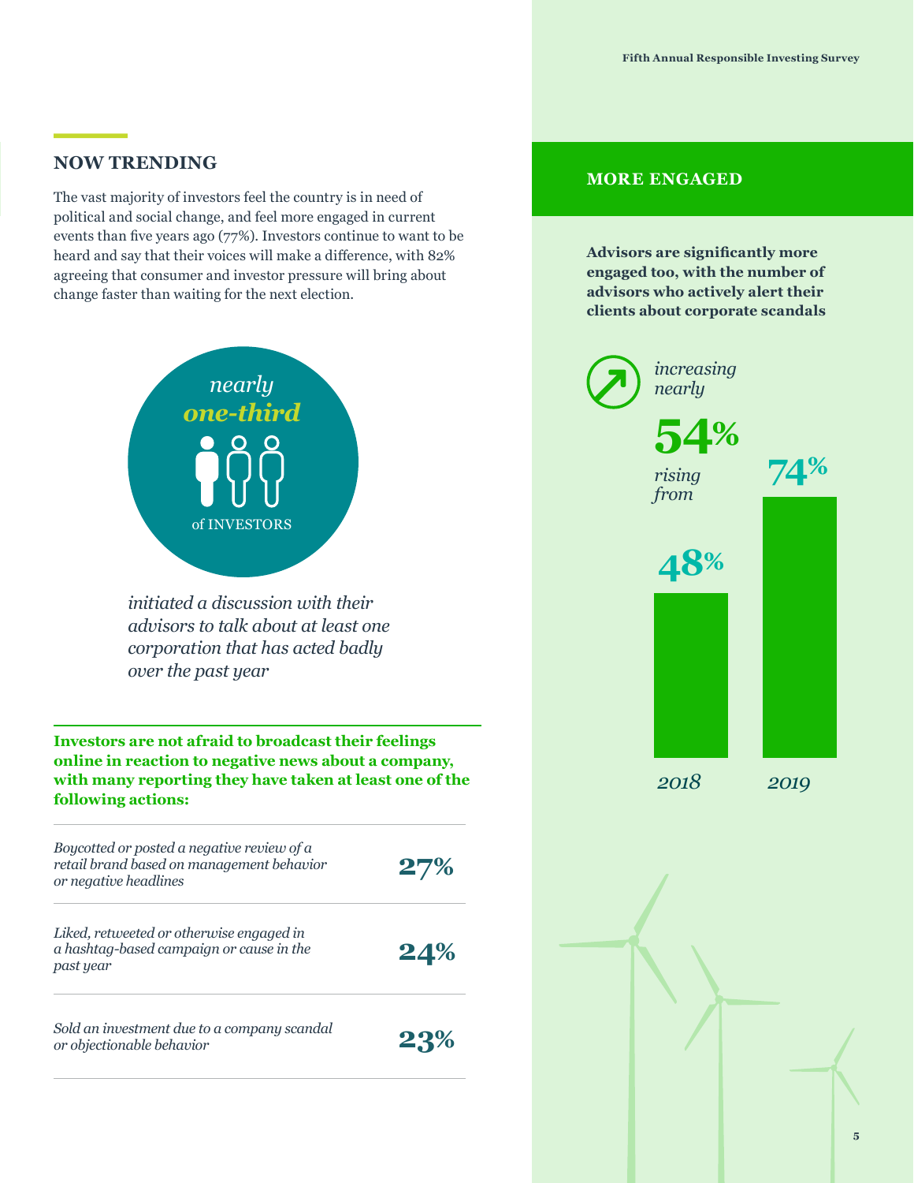## NOW TRENDING

The vast majority of investors feel the country is in need of political and social change, and feel more engaged in current events than five years ago (77%). Investors continue to want to be heard and say that their voices will make a difference, with 82% agreeing that consumer and investor pressure will bring about change faster than waiting for the next election.

*nearly* ***one-third*** of INVESTORS

*initiated a discussion with their advisors to talk about at least one corporation that has acted badly over the past year*

**Investors are not afraid to broadcast their feelings online in reaction to negative news about a company, with many reporting they have taken at least one of the following actions:**

| | |
|---|---|
| *Boycotted or posted a negative review of a retail brand based on management behavior or negative headlines* | **27%** |
| *Liked, retweeted or otherwise engaged in a hashtag-based campaign or cause in the past year* | **24%** |
| *Sold an investment due to a company scandal or objectionable behavior* | **23%** |

## MORE ENGAGED

**Advisors are significantly more engaged too, with the number of advisors who actively alert their clients about corporate scandals**

*increasing nearly* **54%** *rising from*

| Year | % |
|---|---|
| *2018* | 48% |
| *2019* | 74% |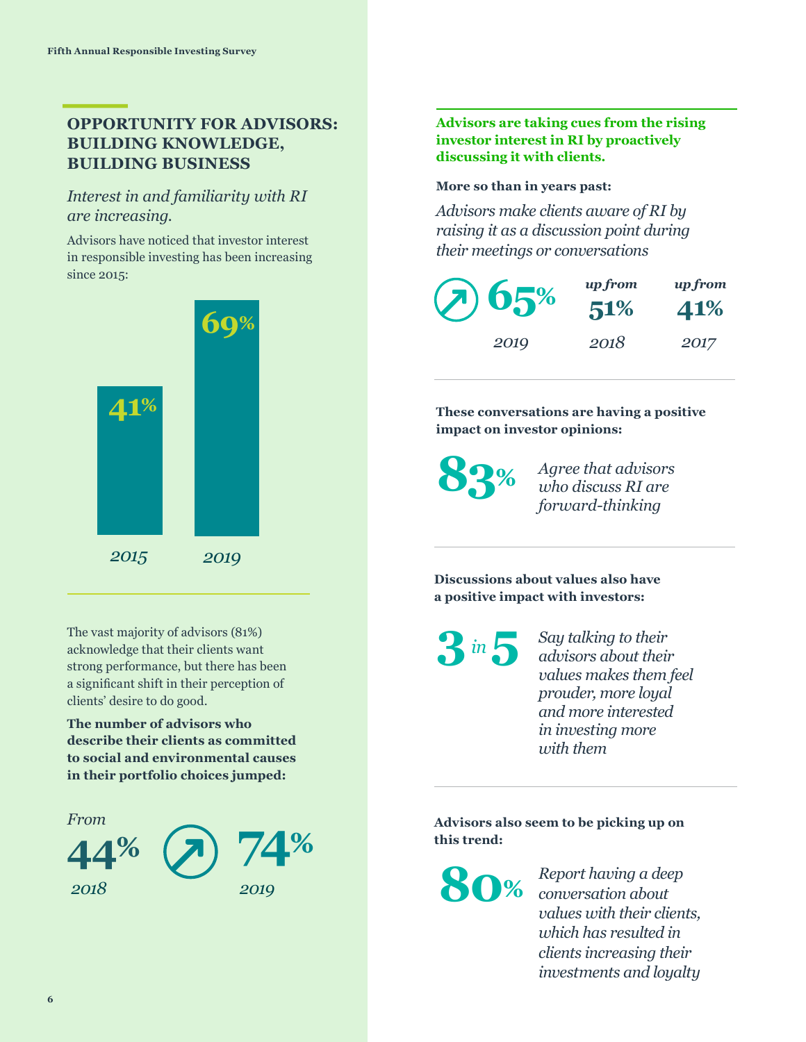## OPPORTUNITY FOR ADVISORS: BUILDING KNOWLEDGE, BUILDING BUSINESS

*Interest in and familiarity with RI are increasing.*

Advisors have noticed that investor interest in responsible investing has been increasing since 2015:

| 2015 | 2019 |
|---|---|
| 41% | 69% |

The vast majority of advisors (81%) acknowledge that their clients want strong performance, but there has been a significant shift in their perception of clients' desire to do good.

**The number of advisors who describe their clients as committed to social and environmental causes in their portfolio choices jumped:**

*From* **44%** *2018* → **74%** *2019*

**Advisors are taking cues from the rising investor interest in RI by proactively discussing it with clients.**

**More so than in years past:**

*Advisors make clients aware of RI by raising it as a discussion point during their meetings or conversations*

**65%** *2019* — *up from* **51%** *2018* — *up from* **41%** *2017*

**These conversations are having a positive impact on investor opinions:**

**83%** *Agree that advisors who discuss RI are forward-thinking*

**Discussions about values also have a positive impact with investors:**

**3 in 5** *Say talking to their advisors about their values makes them feel prouder, more loyal and more interested in investing more with them*

**Advisors also seem to be picking up on this trend:**

**80%** *Report having a deep conversation about values with their clients, which has resulted in clients increasing their investments and loyalty*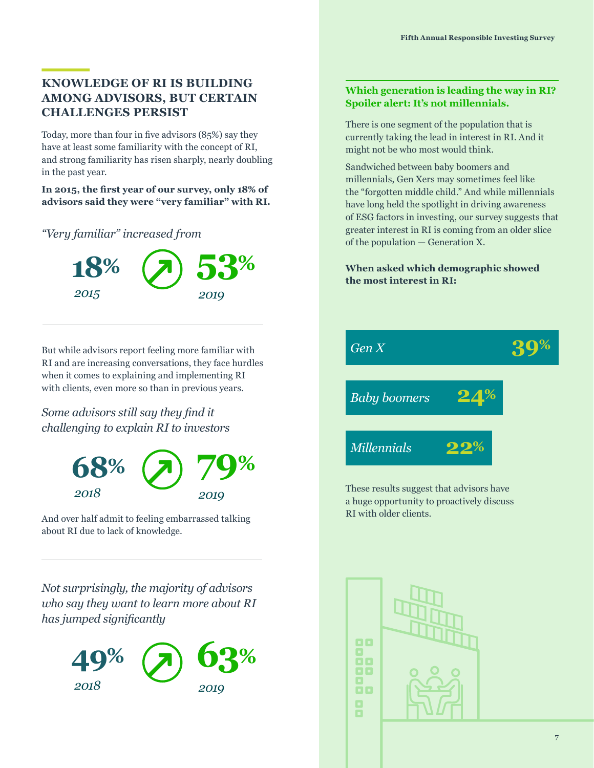## KNOWLEDGE OF RI IS BUILDING AMONG ADVISORS, BUT CERTAIN CHALLENGES PERSIST

Today, more than four in five advisors (85%) say they have at least some familiarity with the concept of RI, and strong familiarity has risen sharply, nearly doubling in the past year.

**In 2015, the first year of our survey, only 18% of advisors said they were "very familiar" with RI.**

*"Very familiar" increased from*

**18%** *2015* → **53%** *2019*

But while advisors report feeling more familiar with RI and are increasing conversations, they face hurdles when it comes to explaining and implementing RI with clients, even more so than in previous years.

*Some advisors still say they find it challenging to explain RI to investors*

**68%** *2018* → **79%** *2019*

And over half admit to feeling embarrassed talking about RI due to lack of knowledge.

*Not surprisingly, the majority of advisors who say they want to learn more about RI has jumped significantly*

**49%** *2018* → **63%** *2019*

### Which generation is leading the way in RI? Spoiler alert: It's not millennials.

There is one segment of the population that is currently taking the lead in interest in RI. And it might not be who most would think.

Sandwiched between baby boomers and millennials, Gen Xers may sometimes feel like the "forgotten middle child." And while millennials have long held the spotlight in driving awareness of ESG factors in investing, our survey suggests that greater interest in RI is coming from an older slice of the population — Generation X.

**When asked which demographic showed the most interest in RI:**

| Generation | Share |
|---|---|
| *Gen X* | 39% |
| *Baby boomers* | 24% |
| *Millennials* | 22% |

These results suggest that advisors have a huge opportunity to proactively discuss RI with older clients.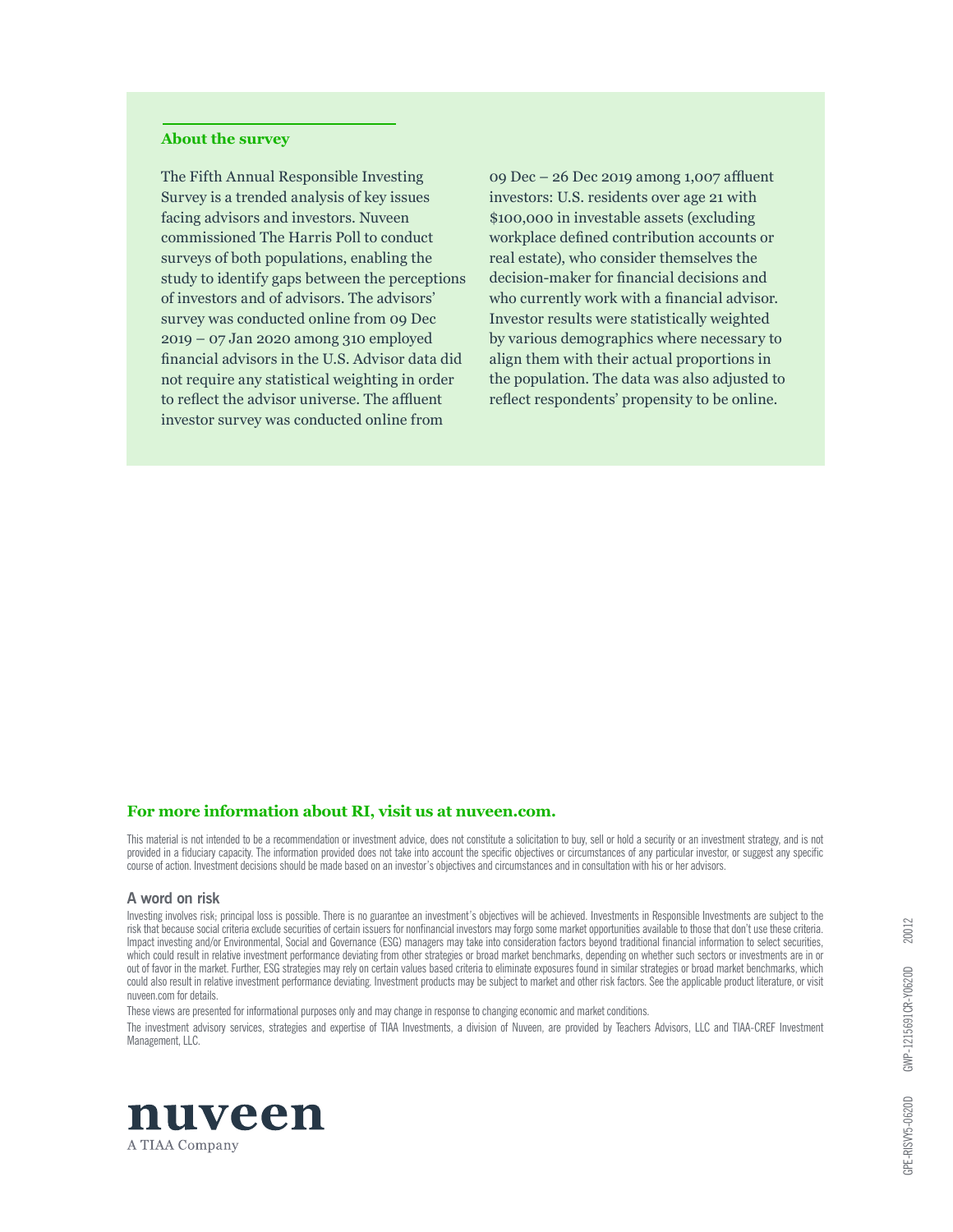## About the survey

The Fifth Annual Responsible Investing Survey is a trended analysis of key issues facing advisors and investors. Nuveen commissioned The Harris Poll to conduct surveys of both populations, enabling the study to identify gaps between the perceptions of investors and of advisors. The advisors' survey was conducted online from 09 Dec 2019 – 07 Jan 2020 among 310 employed financial advisors in the U.S. Advisor data did not require any statistical weighting in order to reflect the advisor universe. The affluent investor survey was conducted online from 09 Dec – 26 Dec 2019 among 1,007 affluent investors: U.S. residents over age 21 with $100,000 in investable assets (excluding workplace defined contribution accounts or real estate), who consider themselves the decision-maker for financial decisions and who currently work with a financial advisor. Investor results were statistically weighted by various demographics where necessary to align them with their actual proportions in the population. The data was also adjusted to reflect respondents' propensity to be online.

**For more information about RI, visit us at nuveen.com.**

This material is not intended to be a recommendation or investment advice, does not constitute a solicitation to buy, sell or hold a security or an investment strategy, and is not provided in a fiduciary capacity. The information provided does not take into account the specific objectives or circumstances of any particular investor, or suggest any specific course of action. Investment decisions should be made based on an investor's objectives and circumstances and in consultation with his or her advisors.

### A word on risk

Investing involves risk; principal loss is possible. There is no guarantee an investment's objectives will be achieved. Investments in Responsible Investments are subject to the risk that because social criteria exclude securities of certain issuers for nonfinancial investors may forgo some market opportunities available to those that don't use these criteria. Impact investing and/or Environmental, Social and Governance (ESG) managers may take into consideration factors beyond traditional financial information to select securities, which could result in relative investment performance deviating from other strategies or broad market benchmarks, depending on whether such sectors or investments are in or out of favor in the market. Further, ESG strategies may rely on certain values based criteria to eliminate exposures found in similar strategies or broad market benchmarks, which could also result in relative investment performance deviating. Investment products may be subject to market and other risk factors. See the applicable product literature, or visit nuveen.com for details.

These views are presented for informational purposes only and may change in response to changing economic and market conditions.

The investment advisory services, strategies and expertise of TIAA Investments, a division of Nuveen, are provided by Teachers Advisors, LLC and TIAA-CREF Investment Management, LLC.

nuveen
A TIAA Company

GPE-RISVY5-0620D GWP-1215691CR-Y0620D 20012